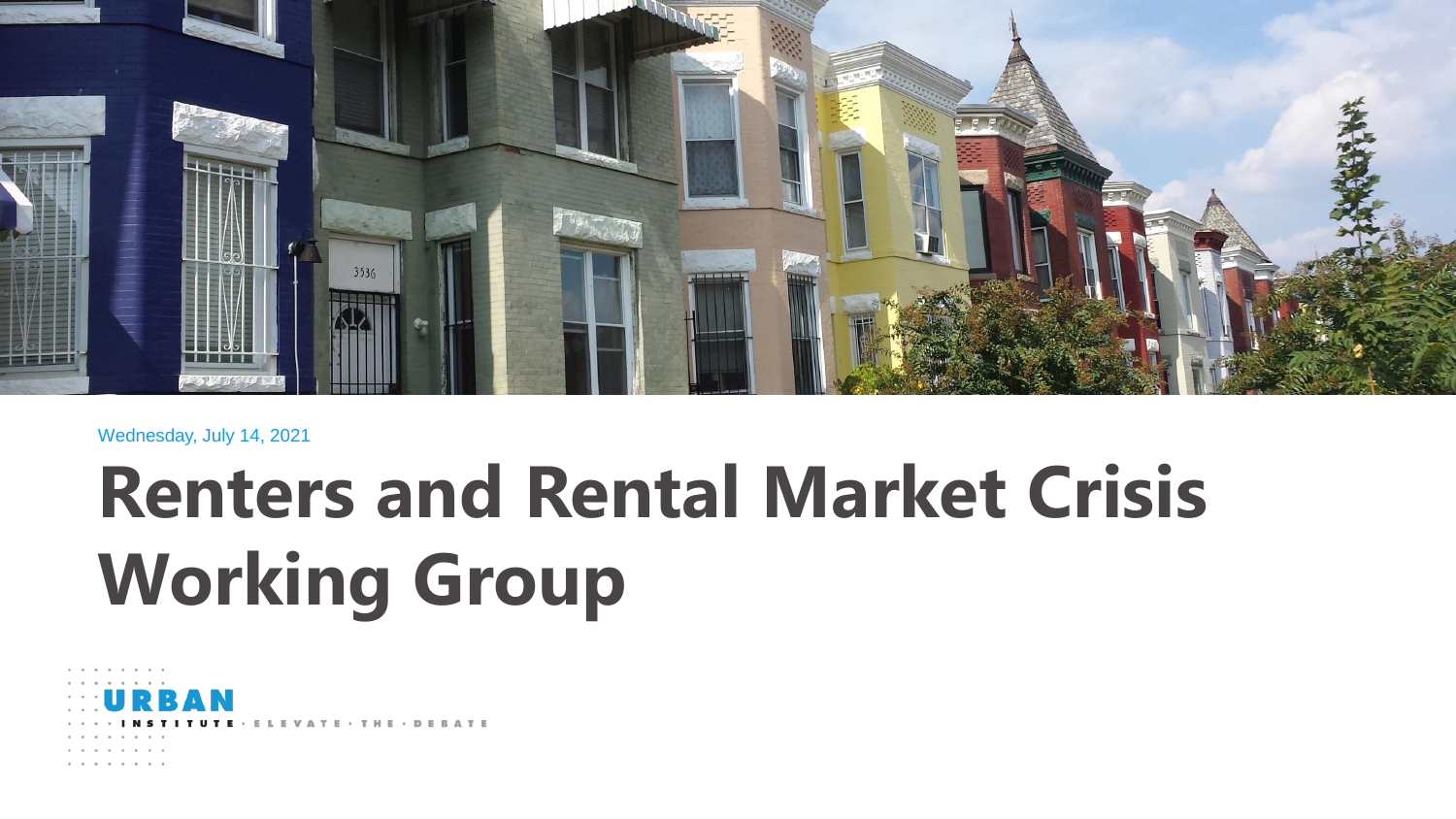Wednesday, July 14, 2021

# Renters and Rental Market Crisis Working Group

URBAN INSTITUTE · ELEVATE · THE · DEBATE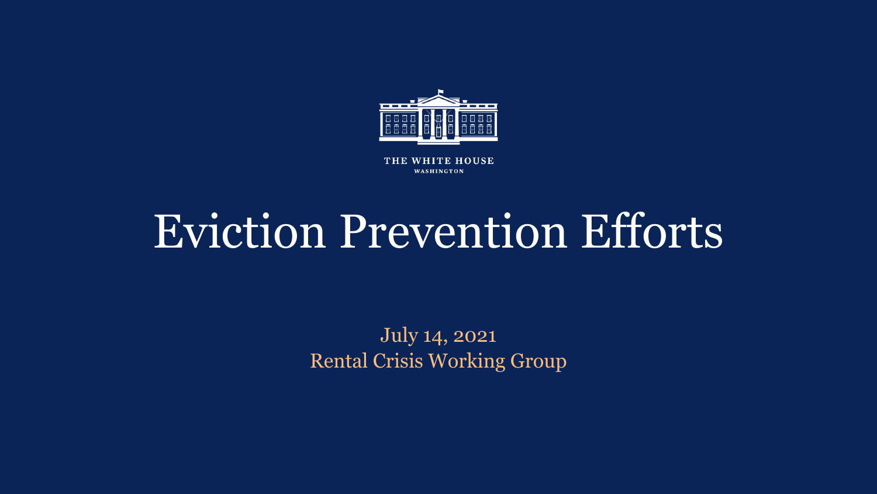THE WHITE HOUSE

WASHINGTON

# Eviction Prevention Efforts

July 14, 2021

Rental Crisis Working Group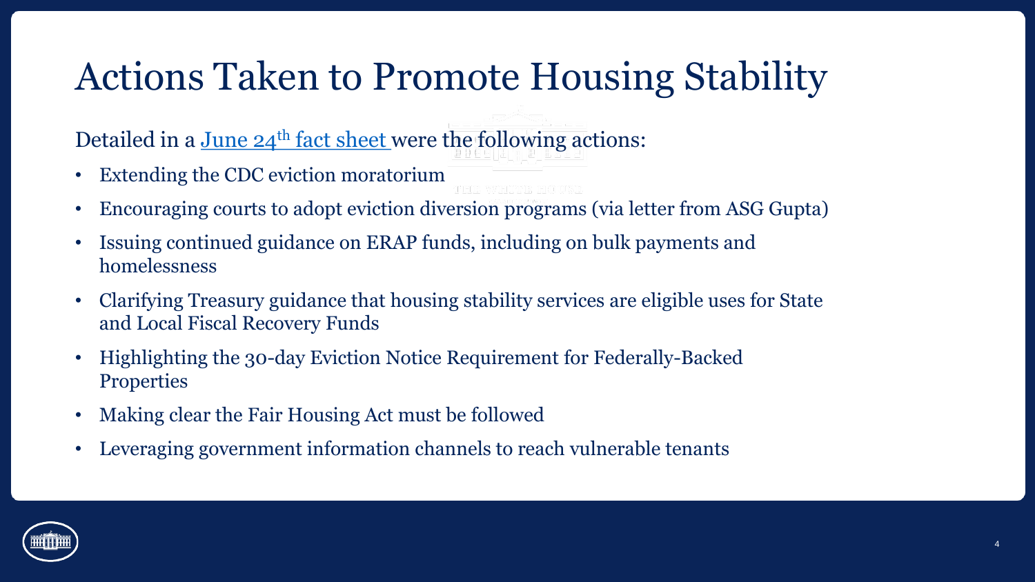# Actions Taken to Promote Housing Stability

Detailed in a June 24th fact sheet were the following actions:

- Extending the CDC eviction moratorium
- Encouraging courts to adopt eviction diversion programs (via letter from ASG Gupta)
- Issuing continued guidance on ERAP funds, including on bulk payments and homelessness
- Clarifying Treasury guidance that housing stability services are eligible uses for State and Local Fiscal Recovery Funds
- Highlighting the 30-day Eviction Notice Requirement for Federally-Backed Properties
- Making clear the Fair Housing Act must be followed
- Leveraging government information channels to reach vulnerable tenants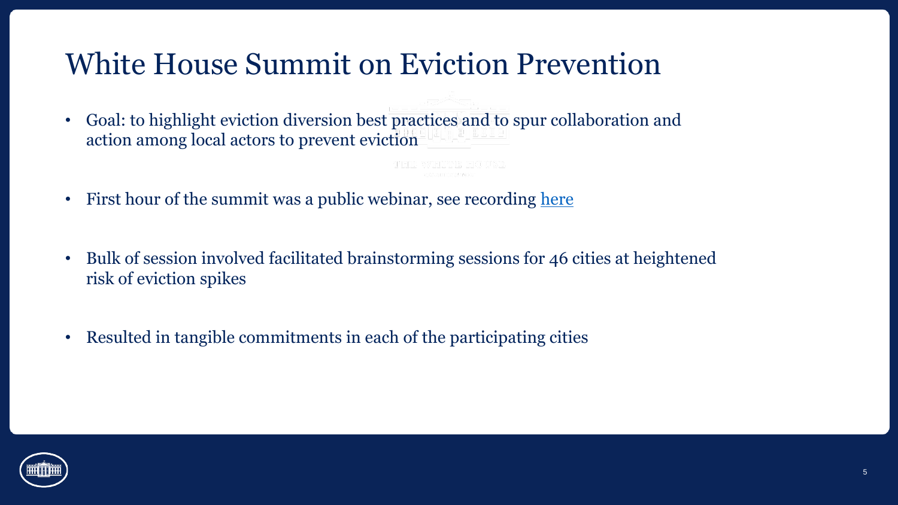# White House Summit on Eviction Prevention

- Goal: to highlight eviction diversion best practices and to spur collaboration and action among local actors to prevent eviction
- First hour of the summit was a public webinar, see recording [here]
- Bulk of session involved facilitated brainstorming sessions for 46 cities at heightened risk of eviction spikes
- Resulted in tangible commitments in each of the participating cities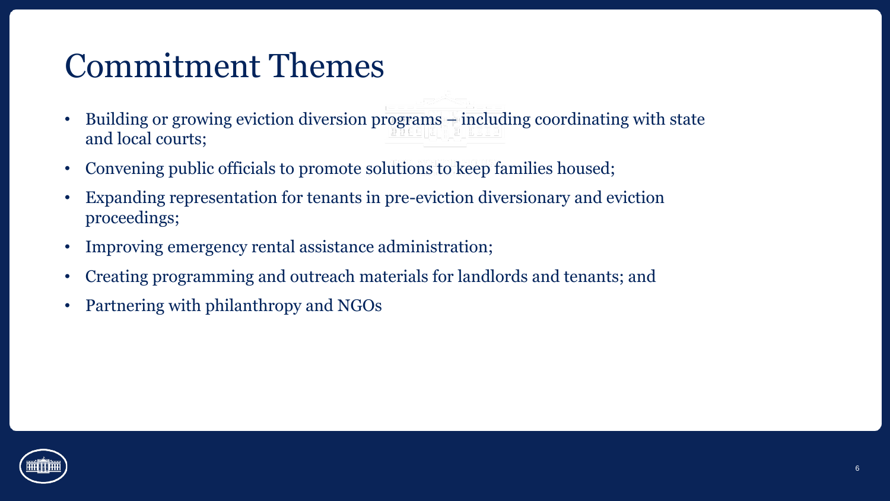# Commitment Themes

- Building or growing eviction diversion programs – including coordinating with state and local courts;
- Convening public officials to promote solutions to keep families housed;
- Expanding representation for tenants in pre-eviction diversionary and eviction proceedings;
- Improving emergency rental assistance administration;
- Creating programming and outreach materials for landlords and tenants; and
- Partnering with philanthropy and NGOs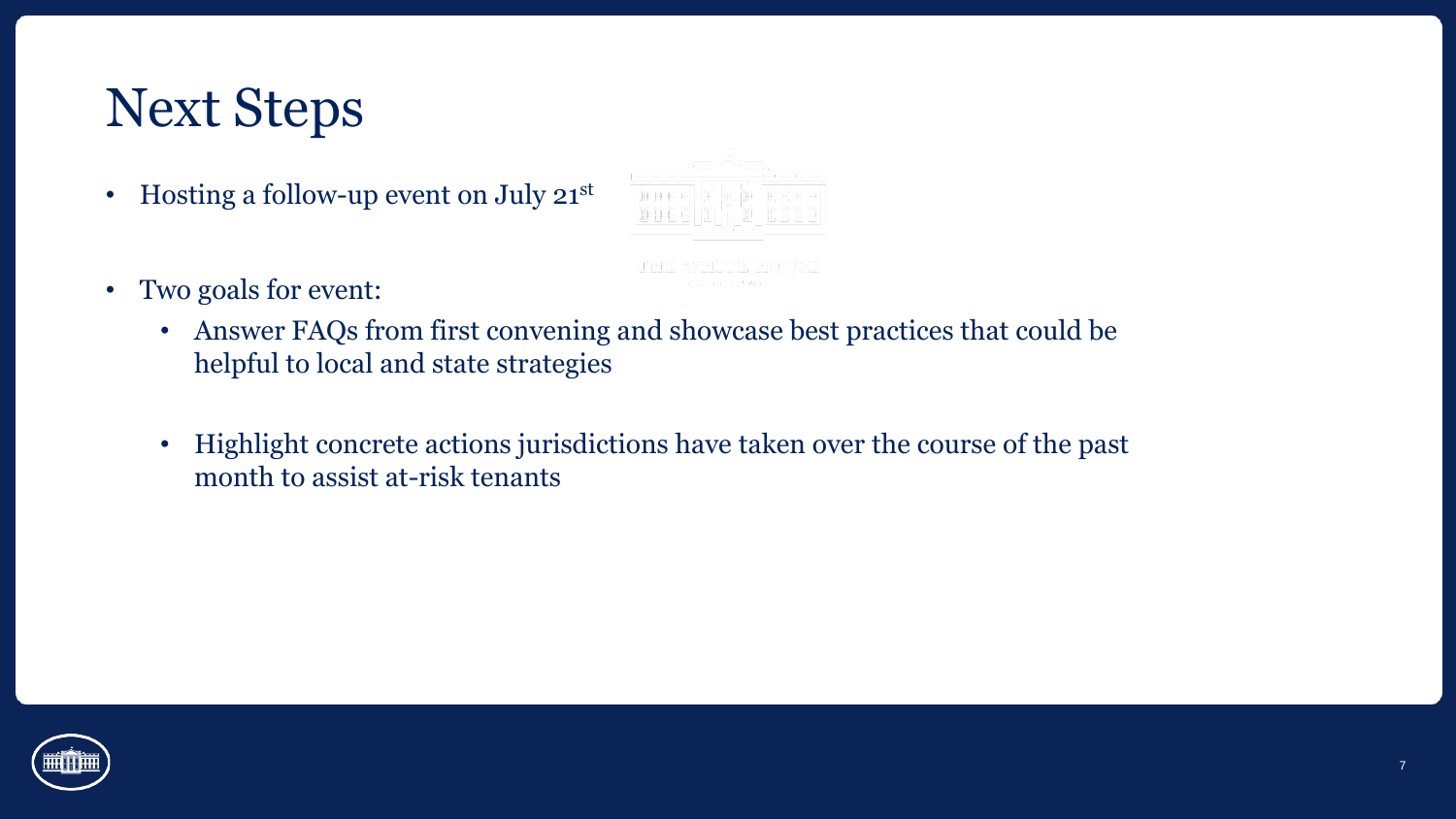# Next Steps

- Hosting a follow-up event on July 21st
- Two goals for event:
  - Answer FAQs from first convening and showcase best practices that could be helpful to local and state strategies
  - Highlight concrete actions jurisdictions have taken over the course of the past month to assist at-risk tenants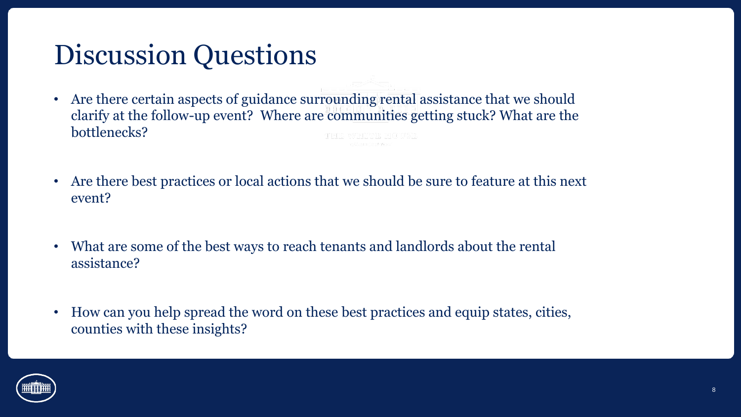# Discussion Questions

- Are there certain aspects of guidance surrounding rental assistance that we should clarify at the follow-up event? Where are communities getting stuck? What are the bottlenecks?
- Are there best practices or local actions that we should be sure to feature at this next event?
- What are some of the best ways to reach tenants and landlords about the rental assistance?
- How can you help spread the word on these best practices and equip states, cities, counties with these insights?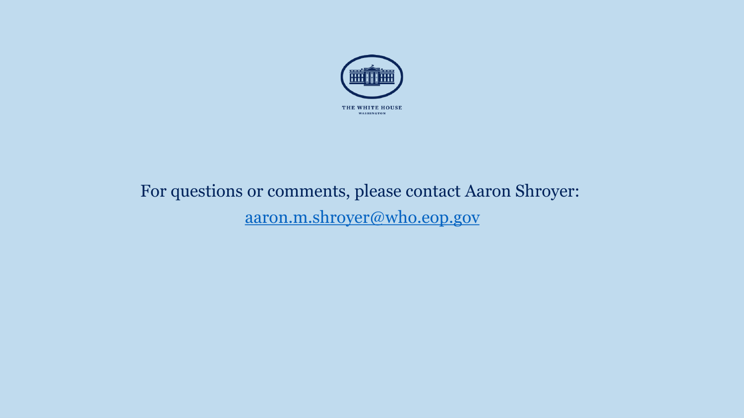THE WHITE HOUSE
WASHINGTON

For questions or comments, please contact Aaron Shroyer:

aaron.m.shroyer@who.eop.gov